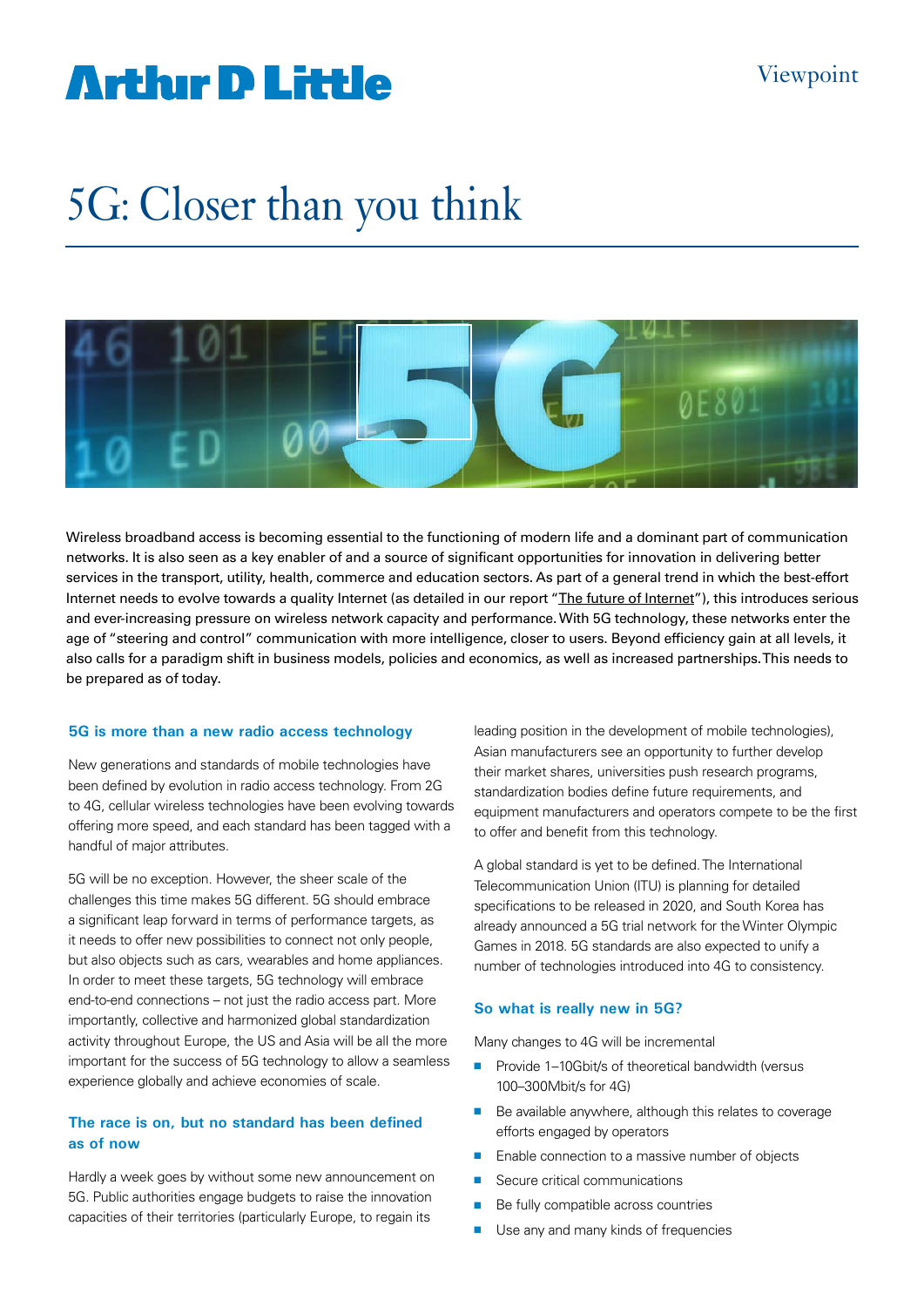Arthur D Little

Viewpoint

# 5G: Closer than you think

Wireless broadband access is becoming essential to the functioning of modern life and a dominant part of communication networks. It is also seen as a key enabler of and a source of significant opportunities for innovation in delivering better services in the transport, utility, health, commerce and education sectors. As part of a general trend in which the best-effort Internet needs to evolve towards a quality Internet (as detailed in our report "The future of Internet"), this introduces serious and ever-increasing pressure on wireless network capacity and performance. With 5G technology, these networks enter the age of "steering and control" communication with more intelligence, closer to users. Beyond efficiency gain at all levels, it also calls for a paradigm shift in business models, policies and economics, as well as increased partnerships. This needs to be prepared as of today.

## 5G is more than a new radio access technology

New generations and standards of mobile technologies have been defined by evolution in radio access technology. From 2G to 4G, cellular wireless technologies have been evolving towards offering more speed, and each standard has been tagged with a handful of major attributes.

5G will be no exception. However, the sheer scale of the challenges this time makes 5G different. 5G should embrace a significant leap forward in terms of performance targets, as it needs to offer new possibilities to connect not only people, but also objects such as cars, wearables and home appliances. In order to meet these targets, 5G technology will embrace end-to-end connections – not just the radio access part. More importantly, collective and harmonized global standardization activity throughout Europe, the US and Asia will be all the more important for the success of 5G technology to allow a seamless experience globally and achieve economies of scale.

## The race is on, but no standard has been defined as of now

Hardly a week goes by without some new announcement on 5G. Public authorities engage budgets to raise the innovation capacities of their territories (particularly Europe, to regain its leading position in the development of mobile technologies), Asian manufacturers see an opportunity to further develop their market shares, universities push research programs, standardization bodies define future requirements, and equipment manufacturers and operators compete to be the first to offer and benefit from this technology.

A global standard is yet to be defined. The International Telecommunication Union (ITU) is planning for detailed specifications to be released in 2020, and South Korea has already announced a 5G trial network for the Winter Olympic Games in 2018. 5G standards are also expected to unify a number of technologies introduced into 4G to consistency.

## So what is really new in 5G?

Many changes to 4G will be incremental

- Provide 1–10Gbit/s of theoretical bandwidth (versus 100–300Mbit/s for 4G)
- Be available anywhere, although this relates to coverage efforts engaged by operators
- Enable connection to a massive number of objects
- Secure critical communications
- Be fully compatible across countries
- Use any and many kinds of frequencies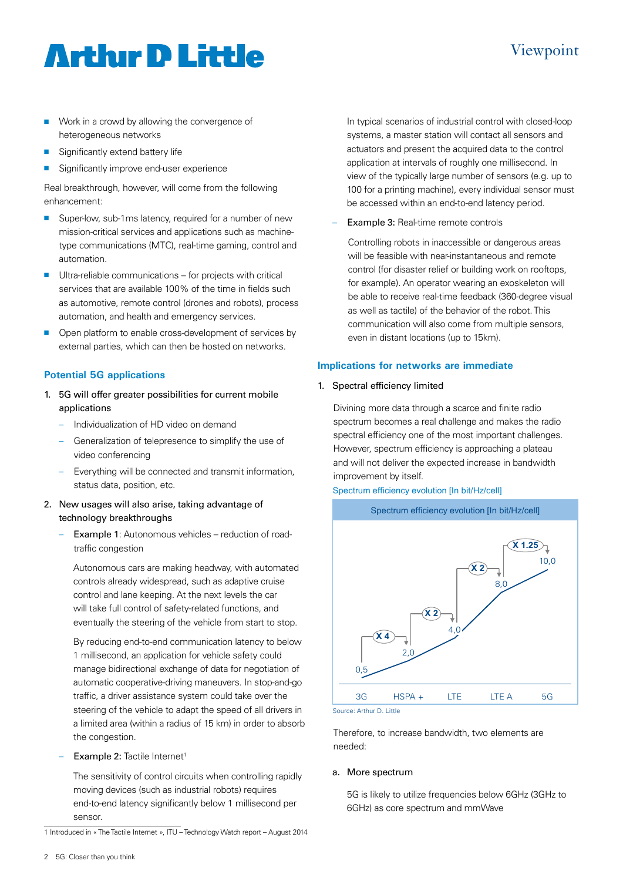- Work in a crowd by allowing the convergence of heterogeneous networks
- Significantly extend battery life
- Significantly improve end-user experience

Real breakthrough, however, will come from the following enhancement:

- Super-low, sub-1ms latency, required for a number of new mission-critical services and applications such as machine-type communications (MTC), real-time gaming, control and automation.
- Ultra-reliable communications – for projects with critical services that are available 100% of the time in fields such as automotive, remote control (drones and robots), process automation, and health and emergency services.
- Open platform to enable cross-development of services by external parties, which can then be hosted on networks.

## Potential 5G applications

1. 5G will offer greater possibilities for current mobile applications
   - Individualization of HD video on demand
   - Generalization of telepresence to simplify the use of video conferencing
   - Everything will be connected and transmit information, status data, position, etc.
2. New usages will also arise, taking advantage of technology breakthroughs
   - Example 1: Autonomous vehicles – reduction of road-traffic congestion

     Autonomous cars are making headway, with automated controls already widespread, such as adaptive cruise control and lane keeping. At the next levels the car will take full control of safety-related functions, and eventually the steering of the vehicle from start to stop.

     By reducing end-to-end communication latency to below 1 millisecond, an application for vehicle safety could manage bidirectional exchange of data for negotiation of automatic cooperative-driving maneuvers. In stop-and-go traffic, a driver assistance system could take over the steering of the vehicle to adapt the speed of all drivers in a limited area (within a radius of 15 km) in order to absorb the congestion.
   - Example 2: Tactile Internet[1]

     The sensitivity of control circuits when controlling rapidly moving devices (such as industrial robots) requires end-to-end latency significantly below 1 millisecond per sensor.

     In typical scenarios of industrial control with closed-loop systems, a master station will contact all sensors and actuators and present the acquired data to the control application at intervals of roughly one millisecond. In view of the typically large number of sensors (e.g. up to 100 for a printing machine), every individual sensor must be accessed within an end-to-end latency period.
   - Example 3: Real-time remote controls

     Controlling robots in inaccessible or dangerous areas will be feasible with near-instantaneous and remote control (for disaster relief or building work on rooftops, for example). An operator wearing an exoskeleton will be able to receive real-time feedback (360-degree visual as well as tactile) of the behavior of the robot. This communication will also come from multiple sensors, even in distant locations (up to 15km).

## Implications for networks are immediate

1. Spectral efficiency limited

   Divining more data through a scarce and finite radio spectrum becomes a real challenge and makes the radio spectral efficiency one of the most important challenges. However, spectrum efficiency is approaching a plateau and will not deliver the expected increase in bandwidth improvement by itself.

Spectrum efficiency evolution [In bit/Hz/cell]

| | 3G | HSPA + | LTE | LTE A | 5G |
|---|---|---|---|---|---|
| Spectrum efficiency [bit/Hz/cell] | 0,5 | 2,0 | 4,0 | 8,0 | 10,0 |
| Growth factor | | X 4 | X 2 | X 2 | X 1.25 |

Source: Arthur D. Little

Therefore, to increase bandwidth, two elements are needed:

a. More spectrum

   5G is likely to utilize frequencies below 6GHz (3GHz to 6GHz) as core spectrum and mmWave

1 Introduced in « The Tactile Internet », ITU – Technology Watch report – August 2014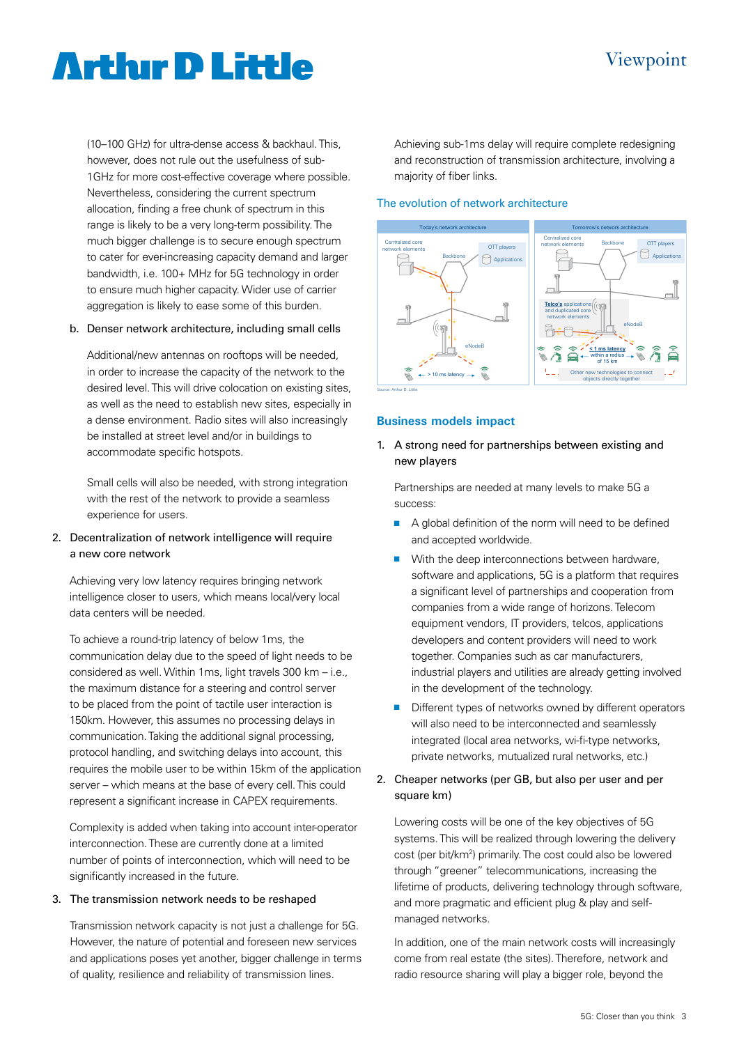(10–100 GHz) for ultra-dense access & backhaul. This, however, does not rule out the usefulness of sub-1GHz for more cost-effective coverage where possible. Nevertheless, considering the current spectrum allocation, finding a free chunk of spectrum in this range is likely to be a very long-term possibility. The much bigger challenge is to secure enough spectrum to cater for ever-increasing capacity demand and larger bandwidth, i.e. 100+ MHz for 5G technology in order to ensure much higher capacity. Wider use of carrier aggregation is likely to ease some of this burden.

b. Denser network architecture, including small cells

Additional/new antennas on rooftops will be needed, in order to increase the capacity of the network to the desired level. This will drive colocation on existing sites, as well as the need to establish new sites, especially in a dense environment. Radio sites will also increasingly be installed at street level and/or in buildings to accommodate specific hotspots.

Small cells will also be needed, with strong integration with the rest of the network to provide a seamless experience for users.

2. Decentralization of network intelligence will require a new core network

Achieving very low latency requires bringing network intelligence closer to users, which means local/very local data centers will be needed.

To achieve a round-trip latency of below 1ms, the communication delay due to the speed of light needs to be considered as well. Within 1ms, light travels 300 km – i.e., the maximum distance for a steering and control server to be placed from the point of tactile user interaction is 150km. However, this assumes no processing delays in communication. Taking the additional signal processing, protocol handling, and switching delays into account, this requires the mobile user to be within 15km of the application server – which means at the base of every cell. This could represent a significant increase in CAPEX requirements.

Complexity is added when taking into account inter-operator interconnection. These are currently done at a limited number of points of interconnection, which will need to be significantly increased in the future.

3. The transmission network needs to be reshaped

Transmission network capacity is not just a challenge for 5G. However, the nature of potential and foreseen new services and applications poses yet another, bigger challenge in terms of quality, resilience and reliability of transmission lines.

Achieving sub-1ms delay will require complete redesigning and reconstruction of transmission architecture, involving a majority of fiber links.

### The evolution of network architecture

| Today's network architecture | Tomorrow's network architecture |
| --- | --- |
| Centralized core network elements; Backbone; OTT players; Applications; eNodeB; > 10 ms latency | Centralized core network elements; Backbone; OTT players; Applications; Telco's applications and duplicated core network elements; eNodeB; < 1 ms latency within a radius of 15 km; Other new technologies to connect objects directly together |

Source: Arthur D. Little

## Business models impact

1. A strong need for partnerships between existing and new players

Partnerships are needed at many levels to make 5G a success:

- A global definition of the norm will need to be defined and accepted worldwide.
- With the deep interconnections between hardware, software and applications, 5G is a platform that requires a significant level of partnerships and cooperation from companies from a wide range of horizons. Telecom equipment vendors, IT providers, telcos, applications developers and content providers will need to work together. Companies such as car manufacturers, industrial players and utilities are already getting involved in the development of the technology.
- Different types of networks owned by different operators will also need to be interconnected and seamlessly integrated (local area networks, wi-fi-type networks, private networks, mutualized rural networks, etc.)

2. Cheaper networks (per GB, but also per user and per square km)

Lowering costs will be one of the key objectives of 5G systems. This will be realized through lowering the delivery cost (per bit/km$^2$) primarily. The cost could also be lowered through "greener" telecommunications, increasing the lifetime of products, delivering technology through software, and more pragmatic and efficient plug & play and self-managed networks.

In addition, one of the main network costs will increasingly come from real estate (the sites). Therefore, network and radio resource sharing will play a bigger role, beyond the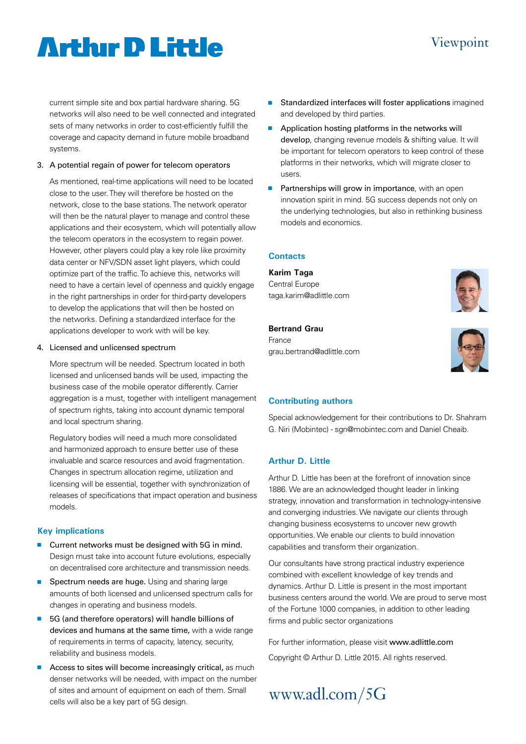current simple site and box partial hardware sharing. 5G networks will also need to be well connected and integrated sets of many networks in order to cost-efficiently fulfill the coverage and capacity demand in future mobile broadband systems.

3. A potential regain of power for telecom operators

   As mentioned, real-time applications will need to be located close to the user. They will therefore be hosted on the network, close to the base stations. The network operator will then be the natural player to manage and control these applications and their ecosystem, which will potentially allow the telecom operators in the ecosystem to regain power. However, other players could play a key role like proximity data center or NFV/SDN asset light players, which could optimize part of the traffic. To achieve this, networks will need to have a certain level of openness and quickly engage in the right partnerships in order for third-party developers to develop the applications that will then be hosted on the networks. Defining a standardized interface for the applications developer to work with will be key.

4. Licensed and unlicensed spectrum

   More spectrum will be needed. Spectrum located in both licensed and unlicensed bands will be used, impacting the business case of the mobile operator differently. Carrier aggregation is a must, together with intelligent management of spectrum rights, taking into account dynamic temporal and local spectrum sharing.

   Regulatory bodies will need a much more consolidated and harmonized approach to ensure better use of these invaluable and scarce resources and avoid fragmentation. Changes in spectrum allocation regime, utilization and licensing will be essential, together with synchronization of releases of specifications that impact operation and business models.

## Key implications

- **Current networks must be designed with 5G in mind.** Design must take into account future evolutions, especially on decentralised core architecture and transmission needs.
- **Spectrum needs are huge.** Using and sharing large amounts of both licensed and unlicensed spectrum calls for changes in operating and business models.
- **5G (and therefore operators) will handle billions of devices and humans at the same time,** with a wide range of requirements in terms of capacity, latency, security, reliability and business models.
- **Access to sites will become increasingly critical,** as much denser networks will be needed, with impact on the number of sites and amount of equipment on each of them. Small cells will also be a key part of 5G design.
- **Standardized interfaces will foster applications** imagined and developed by third parties.
- **Application hosting platforms in the networks will develop**, changing revenue models & shifting value. It will be important for telecom operators to keep control of these platforms in their networks, which will migrate closer to users.
- **Partnerships will grow in importance**, with an open innovation spirit in mind. 5G success depends not only on the underlying technologies, but also in rethinking business models and economics.

## Contacts

**Karim Taga**
Central Europe
taga.karim@adlittle.com

**Bertrand Grau**
France
grau.bertrand@adlittle.com

## Contributing authors

Special acknowledgement for their contributions to Dr. Shahram G. Niri (Mobintec) - sgn@mobintec.com and Daniel Cheaib.

## Arthur D. Little

Arthur D. Little has been at the forefront of innovation since 1886. We are an acknowledged thought leader in linking strategy, innovation and transformation in technology-intensive and converging industries. We navigate our clients through changing business ecosystems to uncover new growth opportunities. We enable our clients to build innovation capabilities and transform their organization.

Our consultants have strong practical industry experience combined with excellent knowledge of key trends and dynamics. Arthur D. Little is present in the most important business centers around the world. We are proud to serve most of the Fortune 1000 companies, in addition to other leading firms and public sector organizations

For further information, please visit **www.adlittle.com**

Copyright © Arthur D. Little 2015. All rights reserved.

www.adl.com/5G